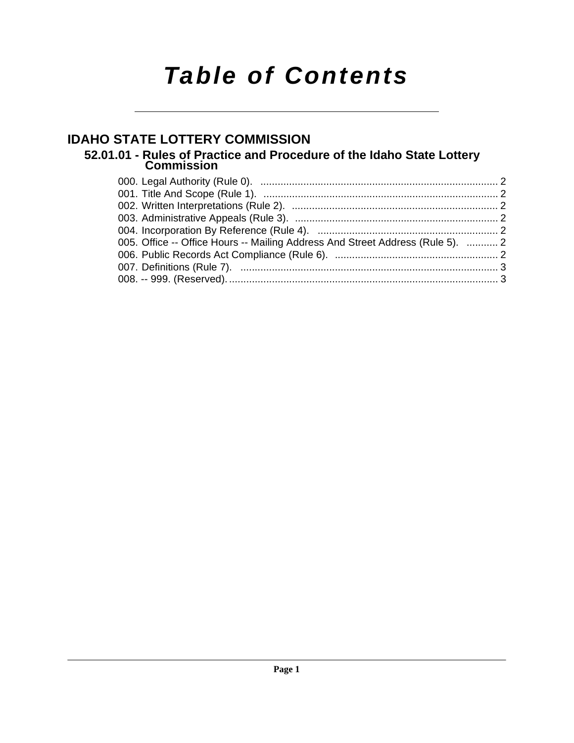# Table of Contents

## IDAHO STATE LOTTERY COMMISSION

### 52.01.01 - Rules of Practice and Procedure of the Idaho State Lottery Commission

000. Legal Authority (Rule 0). .................................................................................... 2
001. Title And Scope (Rule 1). ..................................................................................... 2
002. Written Interpretations (Rule 2). ......................................................................... 2
003. Administrative Appeals (Rule 3). ........................................................................ 2
004. Incorporation By Reference (Rule 4). ................................................................ 2
005. Office -- Office Hours -- Mailing Address And Street Address (Rule 5). ........... 2
006. Public Records Act Compliance (Rule 6). .......................................................... 2
007. Definitions (Rule 7). ............................................................................................ 3
008. -- 999. (Reserved). ................................................................................................ 3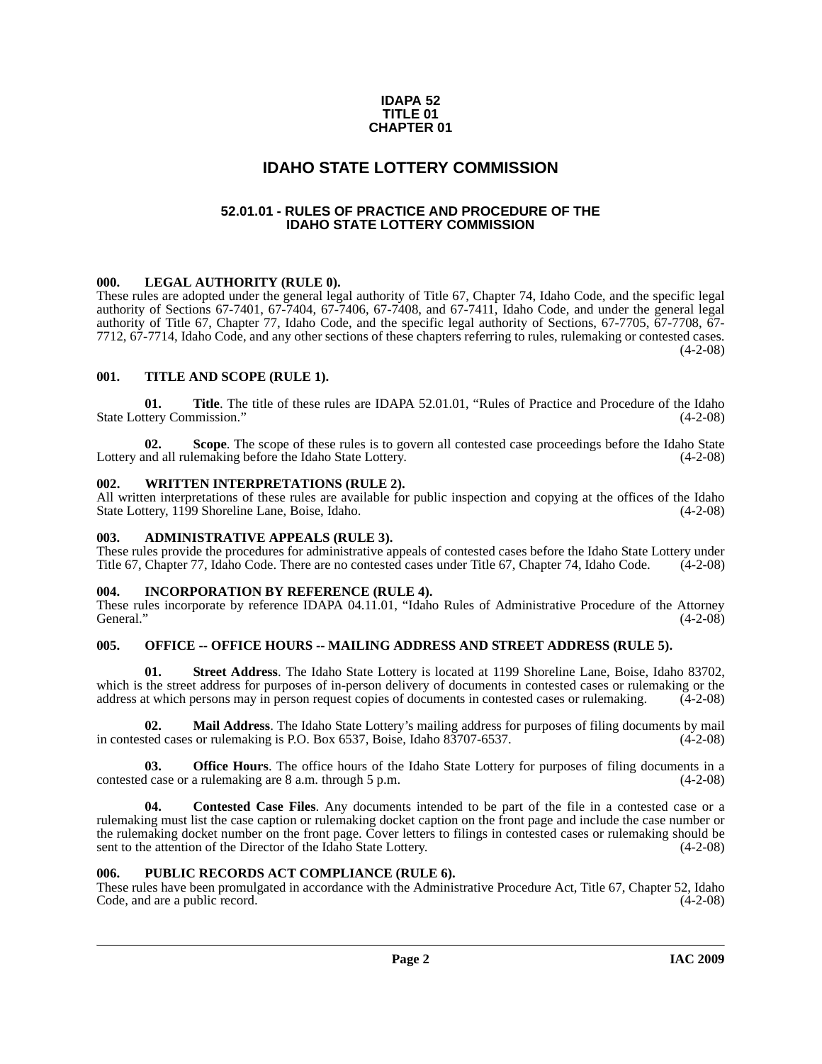**IDAPA 52
TITLE 01
CHAPTER 01**

# IDAHO STATE LOTTERY COMMISSION

## 52.01.01 - RULES OF PRACTICE AND PROCEDURE OF THE IDAHO STATE LOTTERY COMMISSION

### 000. LEGAL AUTHORITY (RULE 0).

These rules are adopted under the general legal authority of Title 67, Chapter 74, Idaho Code, and the specific legal authority of Sections 67-7401, 67-7404, 67-7406, 67-7408, and 67-7411, Idaho Code, and under the general legal authority of Title 67, Chapter 77, Idaho Code, and the specific legal authority of Sections, 67-7705, 67-7708, 67-7712, 67-7714, Idaho Code, and any other sections of these chapters referring to rules, rulemaking or contested cases. (4-2-08)

### 001. TITLE AND SCOPE (RULE 1).

**01. Title**. The title of these rules are IDAPA 52.01.01, "Rules of Practice and Procedure of the Idaho State Lottery Commission." (4-2-08)

**02. Scope**. The scope of these rules is to govern all contested case proceedings before the Idaho State Lottery and all rulemaking before the Idaho State Lottery. (4-2-08)

### 002. WRITTEN INTERPRETATIONS (RULE 2).

All written interpretations of these rules are available for public inspection and copying at the offices of the Idaho State Lottery, 1199 Shoreline Lane, Boise, Idaho. (4-2-08)

### 003. ADMINISTRATIVE APPEALS (RULE 3).

These rules provide the procedures for administrative appeals of contested cases before the Idaho State Lottery under Title 67, Chapter 77, Idaho Code. There are no contested cases under Title 67, Chapter 74, Idaho Code. (4-2-08)

### 004. INCORPORATION BY REFERENCE (RULE 4).

These rules incorporate by reference IDAPA 04.11.01, "Idaho Rules of Administrative Procedure of the Attorney General." (4-2-08)

### 005. OFFICE -- OFFICE HOURS -- MAILING ADDRESS AND STREET ADDRESS (RULE 5).

**01. Street Address**. The Idaho State Lottery is located at 1199 Shoreline Lane, Boise, Idaho 83702, which is the street address for purposes of in-person delivery of documents in contested cases or rulemaking or the address at which persons may in person request copies of documents in contested cases or rulemaking. (4-2-08)

**02. Mail Address**. The Idaho State Lottery's mailing address for purposes of filing documents by mail in contested cases or rulemaking is P.O. Box 6537, Boise, Idaho 83707-6537. (4-2-08)

**03. Office Hours**. The office hours of the Idaho State Lottery for purposes of filing documents in a contested case or a rulemaking are 8 a.m. through 5 p.m. (4-2-08)

**04. Contested Case Files**. Any documents intended to be part of the file in a contested case or a rulemaking must list the case caption or rulemaking docket caption on the front page and include the case number or the rulemaking docket number on the front page. Cover letters to filings in contested cases or rulemaking should be sent to the attention of the Director of the Idaho State Lottery. (4-2-08)

### 006. PUBLIC RECORDS ACT COMPLIANCE (RULE 6).

These rules have been promulgated in accordance with the Administrative Procedure Act, Title 67, Chapter 52, Idaho Code, and are a public record. (4-2-08)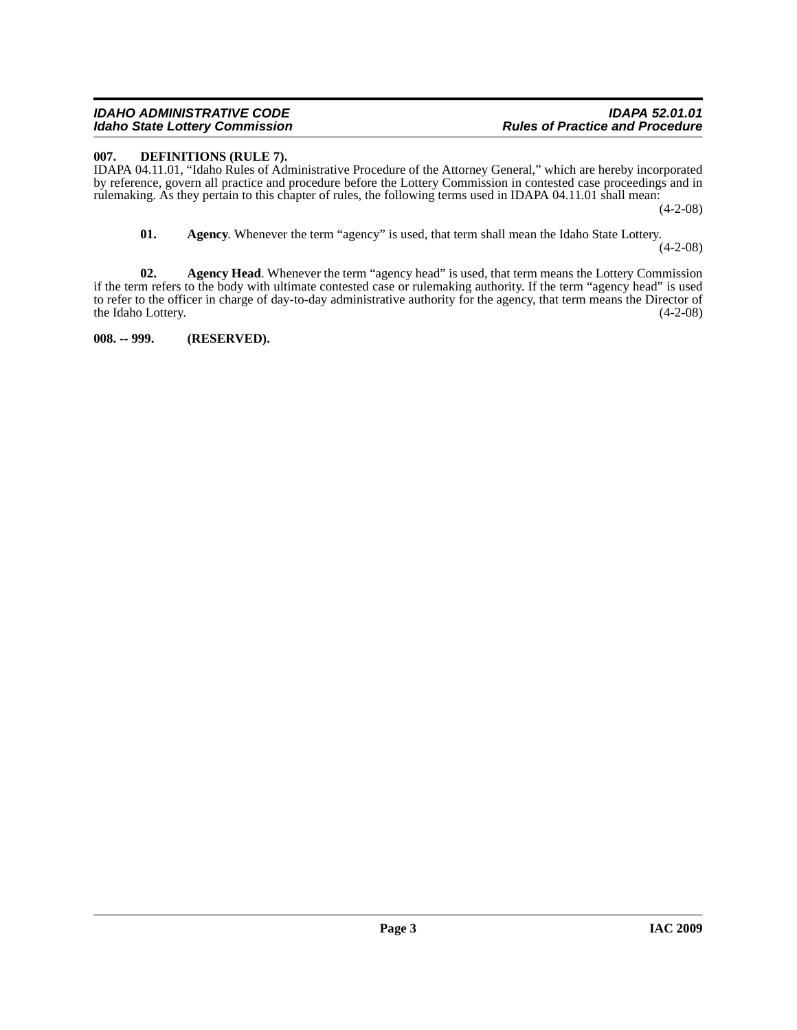### 007. DEFINITIONS (RULE 7).

IDAPA 04.11.01, "Idaho Rules of Administrative Procedure of the Attorney General," which are hereby incorporated by reference, govern all practice and procedure before the Lottery Commission in contested case proceedings and in rulemaking. As they pertain to this chapter of rules, the following terms used in IDAPA 04.11.01 shall mean: (4-2-08)

**01. Agency**. Whenever the term "agency" is used, that term shall mean the Idaho State Lottery. (4-2-08)

**02. Agency Head**. Whenever the term "agency head" is used, that term means the Lottery Commission if the term refers to the body with ultimate contested case or rulemaking authority. If the term "agency head" is used to refer to the officer in charge of day-to-day administrative authority for the agency, that term means the Director of the Idaho Lottery. (4-2-08)

### 008. -- 999. (RESERVED).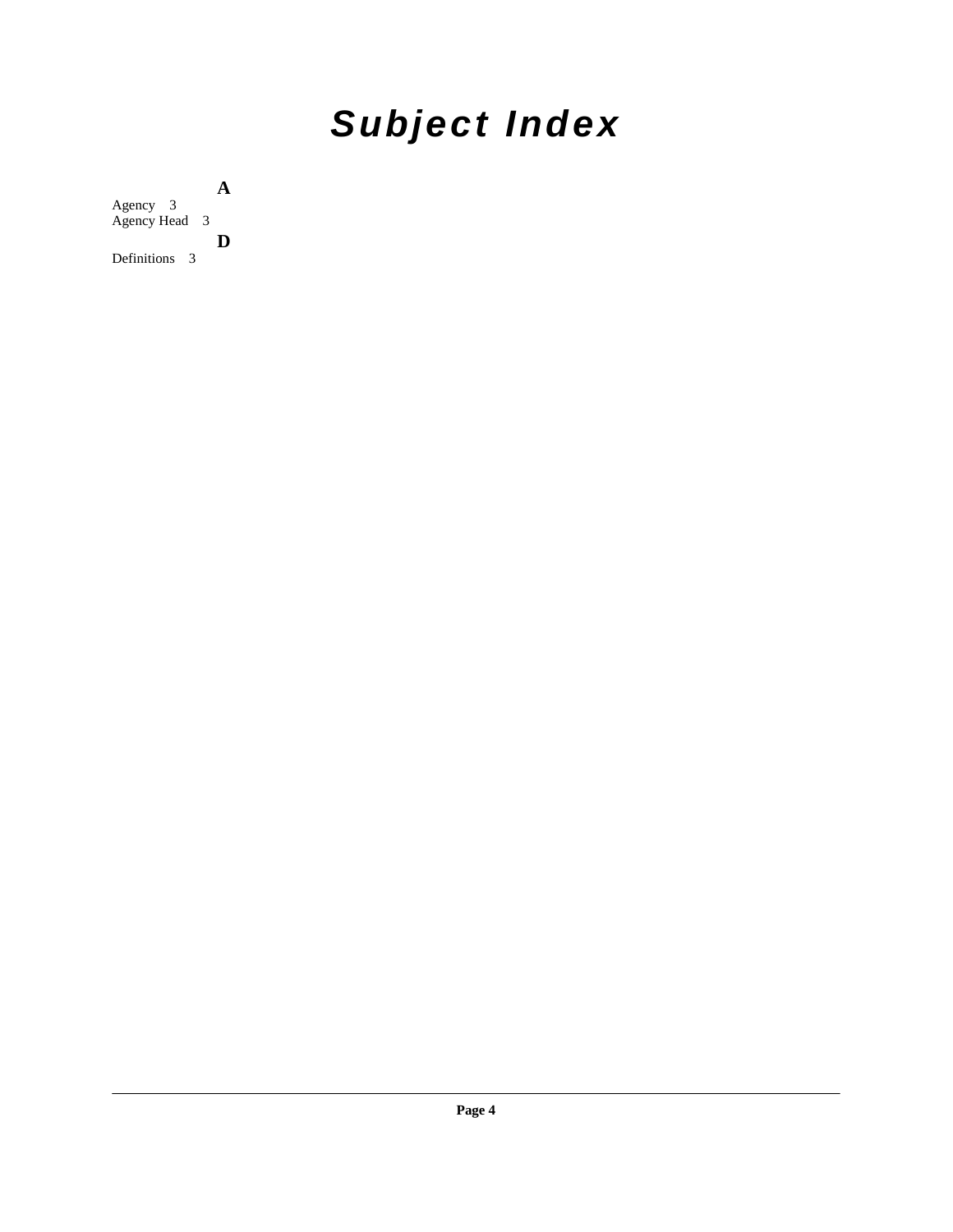# *Subject Index*

**A**

Agency 3
Agency Head 3

**D**

Definitions 3